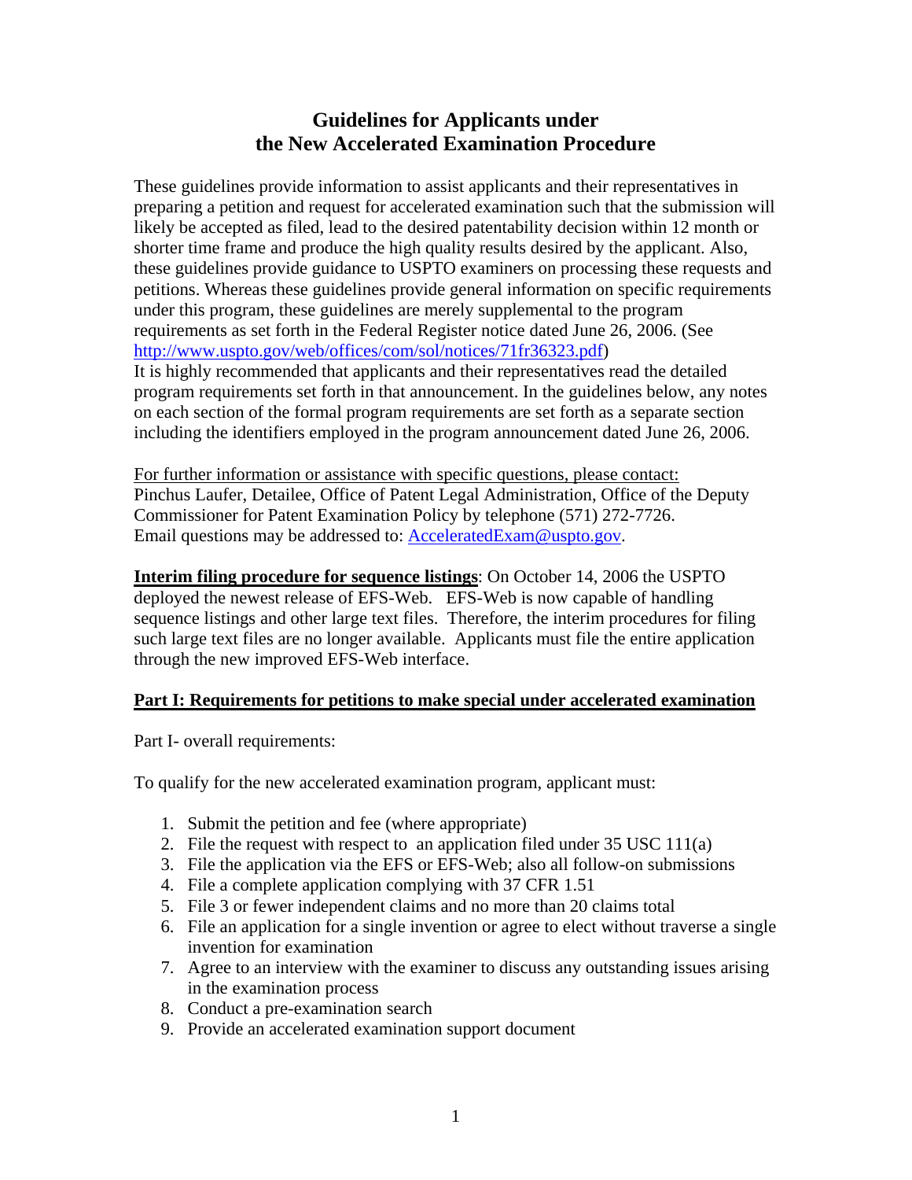# Guidelines for Applicants under the New Accelerated Examination Procedure

These guidelines provide information to assist applicants and their representatives in preparing a petition and request for accelerated examination such that the submission will likely be accepted as filed, lead to the desired patentability decision within 12 month or shorter time frame and produce the high quality results desired by the applicant. Also, these guidelines provide guidance to USPTO examiners on processing these requests and petitions. Whereas these guidelines provide general information on specific requirements under this program, these guidelines are merely supplemental to the program requirements as set forth in the Federal Register notice dated June 26, 2006. (See [http://www.uspto.gov/web/offices/com/sol/notices/71fr36323.pdf](http://www.uspto.gov/web/offices/com/sol/notices/71fr36323.pdf))
It is highly recommended that applicants and their representatives read the detailed program requirements set forth in that announcement. In the guidelines below, any notes on each section of the formal program requirements are set forth as a separate section including the identifiers employed in the program announcement dated June 26, 2006.

For further information or assistance with specific questions, please contact:
Pinchus Laufer, Detailee, Office of Patent Legal Administration, Office of the Deputy Commissioner for Patent Examination Policy by telephone (571) 272-7726.
Email questions may be addressed to: [AcceleratedExam@uspto.gov](mailto:AcceleratedExam@uspto.gov).

**Interim filing procedure for sequence listings**: On October 14, 2006 the USPTO deployed the newest release of EFS-Web. EFS-Web is now capable of handling sequence listings and other large text files. Therefore, the interim procedures for filing such large text files are no longer available. Applicants must file the entire application through the new improved EFS-Web interface.

## Part I: Requirements for petitions to make special under accelerated examination

Part I- overall requirements:

To qualify for the new accelerated examination program, applicant must:

1. Submit the petition and fee (where appropriate)
2. File the request with respect to an application filed under 35 USC 111(a)
3. File the application via the EFS or EFS-Web; also all follow-on submissions
4. File a complete application complying with 37 CFR 1.51
5. File 3 or fewer independent claims and no more than 20 claims total
6. File an application for a single invention or agree to elect without traverse a single invention for examination
7. Agree to an interview with the examiner to discuss any outstanding issues arising in the examination process
8. Conduct a pre-examination search
9. Provide an accelerated examination support document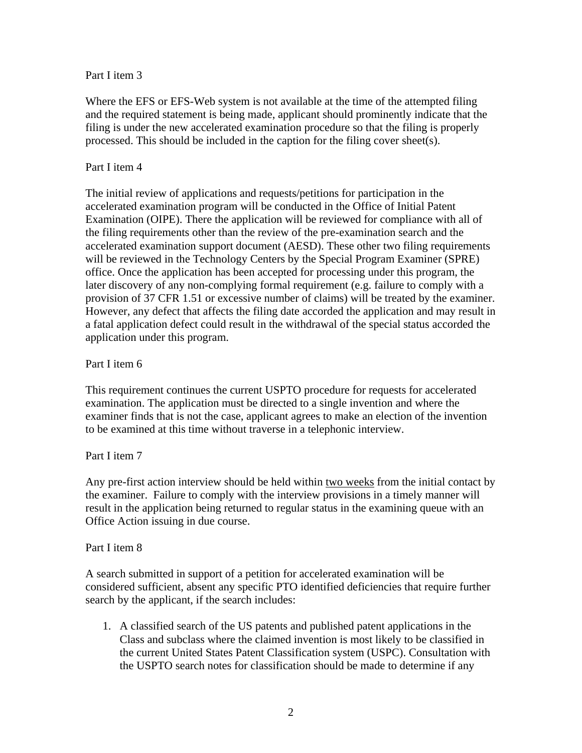Part I item 3

Where the EFS or EFS-Web system is not available at the time of the attempted filing and the required statement is being made, applicant should prominently indicate that the filing is under the new accelerated examination procedure so that the filing is properly processed. This should be included in the caption for the filing cover sheet(s).

Part I item 4

The initial review of applications and requests/petitions for participation in the accelerated examination program will be conducted in the Office of Initial Patent Examination (OIPE). There the application will be reviewed for compliance with all of the filing requirements other than the review of the pre-examination search and the accelerated examination support document (AESD). These other two filing requirements will be reviewed in the Technology Centers by the Special Program Examiner (SPRE) office. Once the application has been accepted for processing under this program, the later discovery of any non-complying formal requirement (e.g. failure to comply with a provision of 37 CFR 1.51 or excessive number of claims) will be treated by the examiner. However, any defect that affects the filing date accorded the application and may result in a fatal application defect could result in the withdrawal of the special status accorded the application under this program.

Part I item 6

This requirement continues the current USPTO procedure for requests for accelerated examination. The application must be directed to a single invention and where the examiner finds that is not the case, applicant agrees to make an election of the invention to be examined at this time without traverse in a telephonic interview.

Part I item 7

Any pre-first action interview should be held within <u>two weeks</u> from the initial contact by the examiner. Failure to comply with the interview provisions in a timely manner will result in the application being returned to regular status in the examining queue with an Office Action issuing in due course.

Part I item 8

A search submitted in support of a petition for accelerated examination will be considered sufficient, absent any specific PTO identified deficiencies that require further search by the applicant, if the search includes:

1. A classified search of the US patents and published patent applications in the Class and subclass where the claimed invention is most likely to be classified in the current United States Patent Classification system (USPC). Consultation with the USPTO search notes for classification should be made to determine if any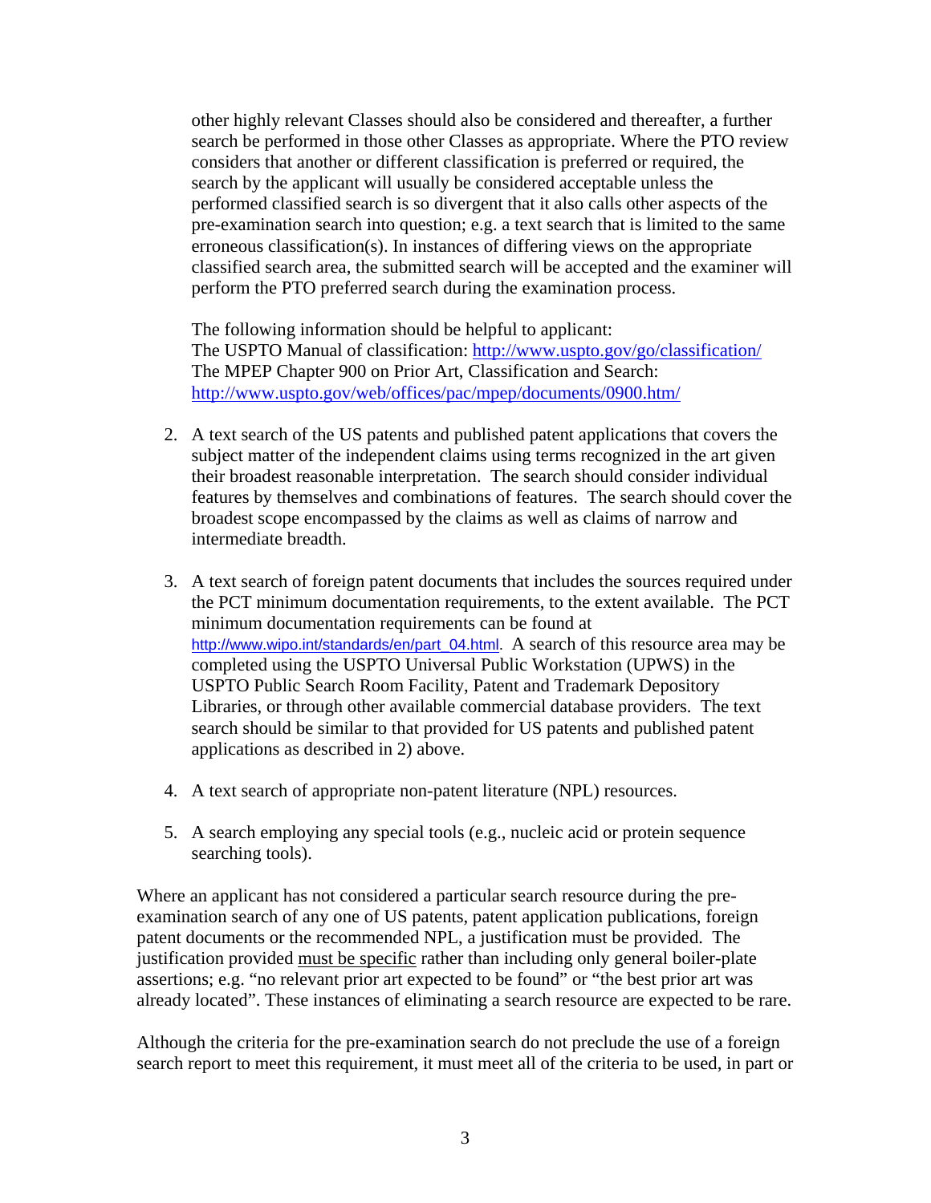other highly relevant Classes should also be considered and thereafter, a further search be performed in those other Classes as appropriate. Where the PTO review considers that another or different classification is preferred or required, the search by the applicant will usually be considered acceptable unless the performed classified search is so divergent that it also calls other aspects of the pre-examination search into question; e.g. a text search that is limited to the same erroneous classification(s). In instances of differing views on the appropriate classified search area, the submitted search will be accepted and the examiner will perform the PTO preferred search during the examination process.

The following information should be helpful to applicant:
The USPTO Manual of classification: http://www.uspto.gov/go/classification/
The MPEP Chapter 900 on Prior Art, Classification and Search: http://www.uspto.gov/web/offices/pac/mpep/documents/0900.htm/

2. A text search of the US patents and published patent applications that covers the subject matter of the independent claims using terms recognized in the art given their broadest reasonable interpretation. The search should consider individual features by themselves and combinations of features. The search should cover the broadest scope encompassed by the claims as well as claims of narrow and intermediate breadth.

3. A text search of foreign patent documents that includes the sources required under the PCT minimum documentation requirements, to the extent available. The PCT minimum documentation requirements can be found at http://www.wipo.int/standards/en/part_04.html. A search of this resource area may be completed using the USPTO Universal Public Workstation (UPWS) in the USPTO Public Search Room Facility, Patent and Trademark Depository Libraries, or through other available commercial database providers. The text search should be similar to that provided for US patents and published patent applications as described in 2) above.

4. A text search of appropriate non-patent literature (NPL) resources.

5. A search employing any special tools (e.g., nucleic acid or protein sequence searching tools).

Where an applicant has not considered a particular search resource during the pre-examination search of any one of US patents, patent application publications, foreign patent documents or the recommended NPL, a justification must be provided. The justification provided <u>must be specific</u> rather than including only general boiler-plate assertions; e.g. "no relevant prior art expected to be found" or "the best prior art was already located". These instances of eliminating a search resource are expected to be rare.

Although the criteria for the pre-examination search do not preclude the use of a foreign search report to meet this requirement, it must meet all of the criteria to be used, in part or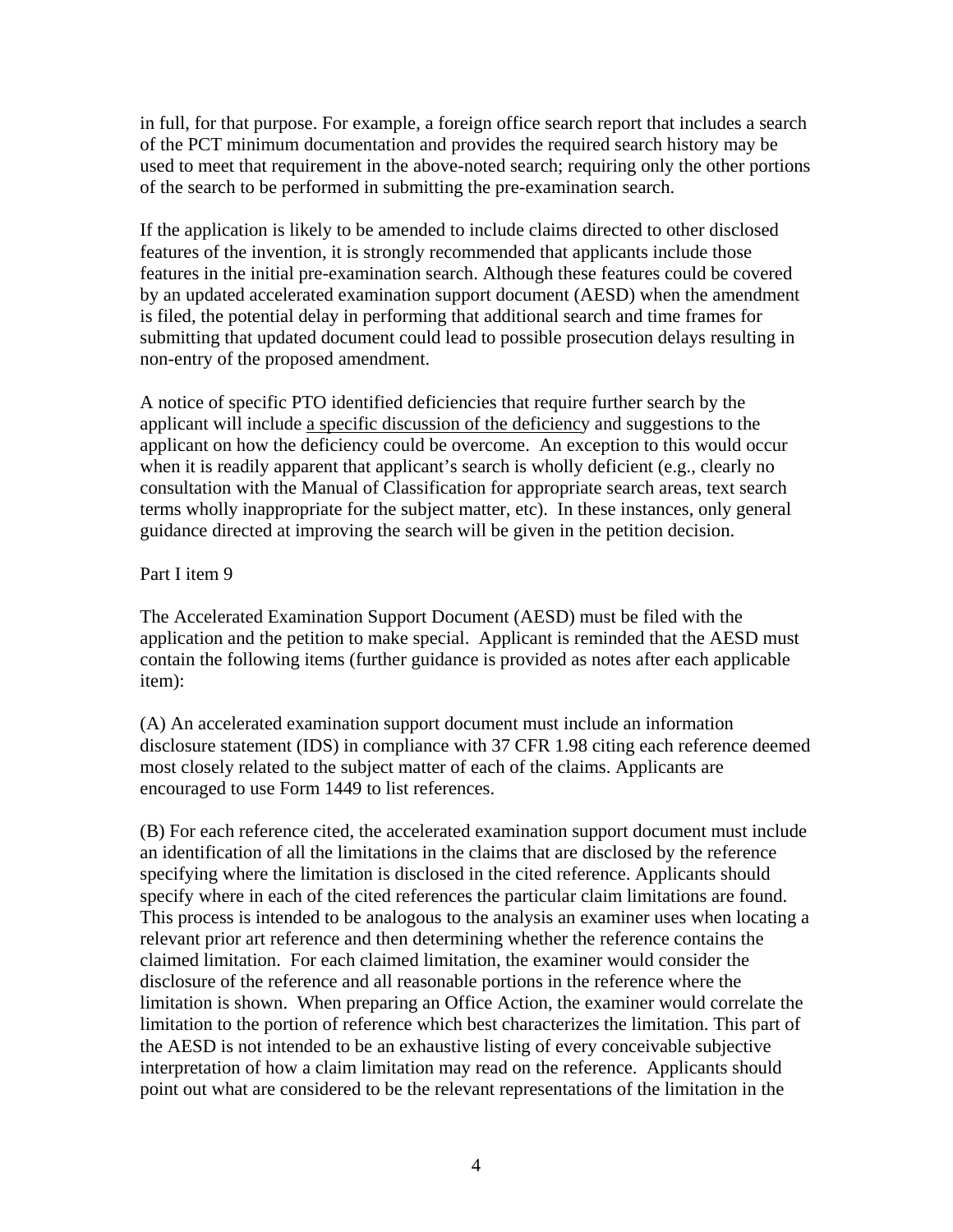in full, for that purpose. For example, a foreign office search report that includes a search of the PCT minimum documentation and provides the required search history may be used to meet that requirement in the above-noted search; requiring only the other portions of the search to be performed in submitting the pre-examination search.

If the application is likely to be amended to include claims directed to other disclosed features of the invention, it is strongly recommended that applicants include those features in the initial pre-examination search. Although these features could be covered by an updated accelerated examination support document (AESD) when the amendment is filed, the potential delay in performing that additional search and time frames for submitting that updated document could lead to possible prosecution delays resulting in non-entry of the proposed amendment.

A notice of specific PTO identified deficiencies that require further search by the applicant will include <u>a specific discussion of the deficiency</u> and suggestions to the applicant on how the deficiency could be overcome. An exception to this would occur when it is readily apparent that applicant's search is wholly deficient (e.g., clearly no consultation with the Manual of Classification for appropriate search areas, text search terms wholly inappropriate for the subject matter, etc). In these instances, only general guidance directed at improving the search will be given in the petition decision.

Part I item 9

The Accelerated Examination Support Document (AESD) must be filed with the application and the petition to make special. Applicant is reminded that the AESD must contain the following items (further guidance is provided as notes after each applicable item):

(A) An accelerated examination support document must include an information disclosure statement (IDS) in compliance with 37 CFR 1.98 citing each reference deemed most closely related to the subject matter of each of the claims. Applicants are encouraged to use Form 1449 to list references.

(B) For each reference cited, the accelerated examination support document must include an identification of all the limitations in the claims that are disclosed by the reference specifying where the limitation is disclosed in the cited reference. Applicants should specify where in each of the cited references the particular claim limitations are found. This process is intended to be analogous to the analysis an examiner uses when locating a relevant prior art reference and then determining whether the reference contains the claimed limitation. For each claimed limitation, the examiner would consider the disclosure of the reference and all reasonable portions in the reference where the limitation is shown. When preparing an Office Action, the examiner would correlate the limitation to the portion of reference which best characterizes the limitation. This part of the AESD is not intended to be an exhaustive listing of every conceivable subjective interpretation of how a claim limitation may read on the reference. Applicants should point out what are considered to be the relevant representations of the limitation in the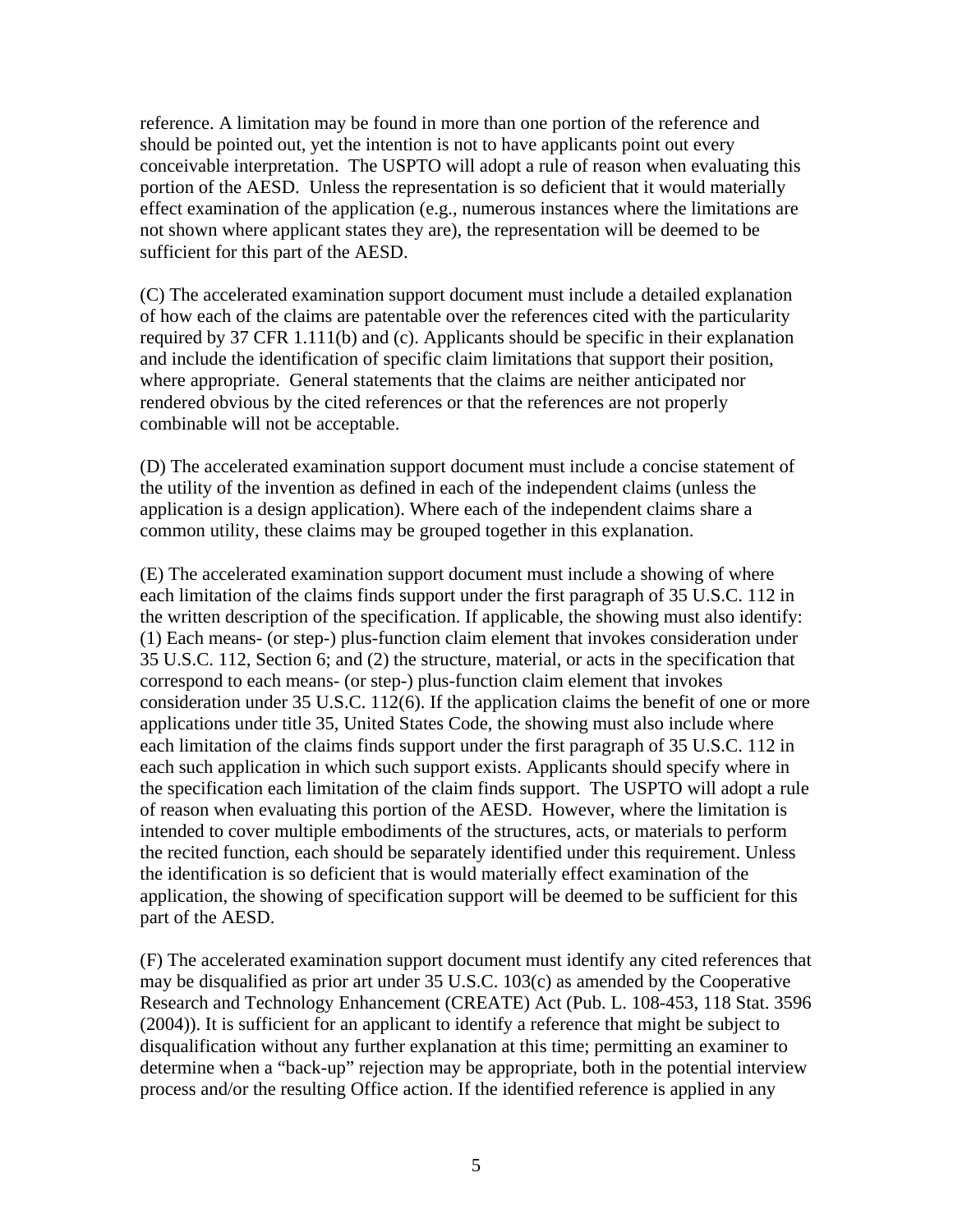reference. A limitation may be found in more than one portion of the reference and should be pointed out, yet the intention is not to have applicants point out every conceivable interpretation. The USPTO will adopt a rule of reason when evaluating this portion of the AESD. Unless the representation is so deficient that it would materially effect examination of the application (e.g., numerous instances where the limitations are not shown where applicant states they are), the representation will be deemed to be sufficient for this part of the AESD.

(C) The accelerated examination support document must include a detailed explanation of how each of the claims are patentable over the references cited with the particularity required by 37 CFR 1.111(b) and (c). Applicants should be specific in their explanation and include the identification of specific claim limitations that support their position, where appropriate. General statements that the claims are neither anticipated nor rendered obvious by the cited references or that the references are not properly combinable will not be acceptable.

(D) The accelerated examination support document must include a concise statement of the utility of the invention as defined in each of the independent claims (unless the application is a design application). Where each of the independent claims share a common utility, these claims may be grouped together in this explanation.

(E) The accelerated examination support document must include a showing of where each limitation of the claims finds support under the first paragraph of 35 U.S.C. 112 in the written description of the specification. If applicable, the showing must also identify: (1) Each means- (or step-) plus-function claim element that invokes consideration under 35 U.S.C. 112, Section 6; and (2) the structure, material, or acts in the specification that correspond to each means- (or step-) plus-function claim element that invokes consideration under 35 U.S.C. 112(6). If the application claims the benefit of one or more applications under title 35, United States Code, the showing must also include where each limitation of the claims finds support under the first paragraph of 35 U.S.C. 112 in each such application in which such support exists. Applicants should specify where in the specification each limitation of the claim finds support. The USPTO will adopt a rule of reason when evaluating this portion of the AESD. However, where the limitation is intended to cover multiple embodiments of the structures, acts, or materials to perform the recited function, each should be separately identified under this requirement. Unless the identification is so deficient that is would materially effect examination of the application, the showing of specification support will be deemed to be sufficient for this part of the AESD.

(F) The accelerated examination support document must identify any cited references that may be disqualified as prior art under 35 U.S.C. 103(c) as amended by the Cooperative Research and Technology Enhancement (CREATE) Act (Pub. L. 108-453, 118 Stat. 3596 (2004)). It is sufficient for an applicant to identify a reference that might be subject to disqualification without any further explanation at this time; permitting an examiner to determine when a "back-up" rejection may be appropriate, both in the potential interview process and/or the resulting Office action. If the identified reference is applied in any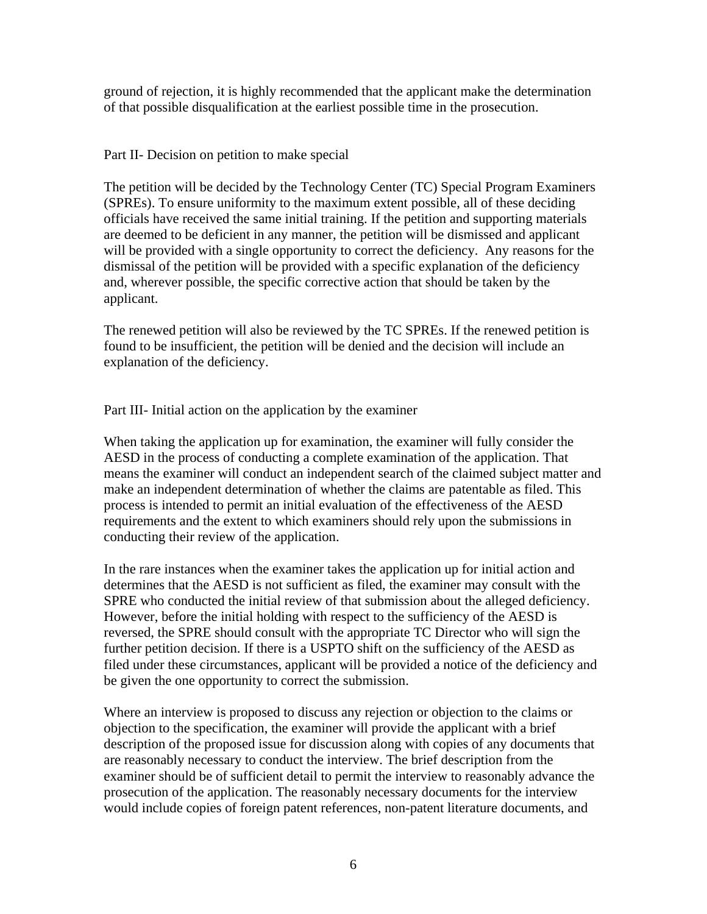ground of rejection, it is highly recommended that the applicant make the determination of that possible disqualification at the earliest possible time in the prosecution.

## Part II- Decision on petition to make special

The petition will be decided by the Technology Center (TC) Special Program Examiners (SPREs). To ensure uniformity to the maximum extent possible, all of these deciding officials have received the same initial training. If the petition and supporting materials are deemed to be deficient in any manner, the petition will be dismissed and applicant will be provided with a single opportunity to correct the deficiency. Any reasons for the dismissal of the petition will be provided with a specific explanation of the deficiency and, wherever possible, the specific corrective action that should be taken by the applicant.

The renewed petition will also be reviewed by the TC SPREs. If the renewed petition is found to be insufficient, the petition will be denied and the decision will include an explanation of the deficiency.

## Part III- Initial action on the application by the examiner

When taking the application up for examination, the examiner will fully consider the AESD in the process of conducting a complete examination of the application. That means the examiner will conduct an independent search of the claimed subject matter and make an independent determination of whether the claims are patentable as filed. This process is intended to permit an initial evaluation of the effectiveness of the AESD requirements and the extent to which examiners should rely upon the submissions in conducting their review of the application.

In the rare instances when the examiner takes the application up for initial action and determines that the AESD is not sufficient as filed, the examiner may consult with the SPRE who conducted the initial review of that submission about the alleged deficiency. However, before the initial holding with respect to the sufficiency of the AESD is reversed, the SPRE should consult with the appropriate TC Director who will sign the further petition decision. If there is a USPTO shift on the sufficiency of the AESD as filed under these circumstances, applicant will be provided a notice of the deficiency and be given the one opportunity to correct the submission.

Where an interview is proposed to discuss any rejection or objection to the claims or objection to the specification, the examiner will provide the applicant with a brief description of the proposed issue for discussion along with copies of any documents that are reasonably necessary to conduct the interview. The brief description from the examiner should be of sufficient detail to permit the interview to reasonably advance the prosecution of the application. The reasonably necessary documents for the interview would include copies of foreign patent references, non-patent literature documents, and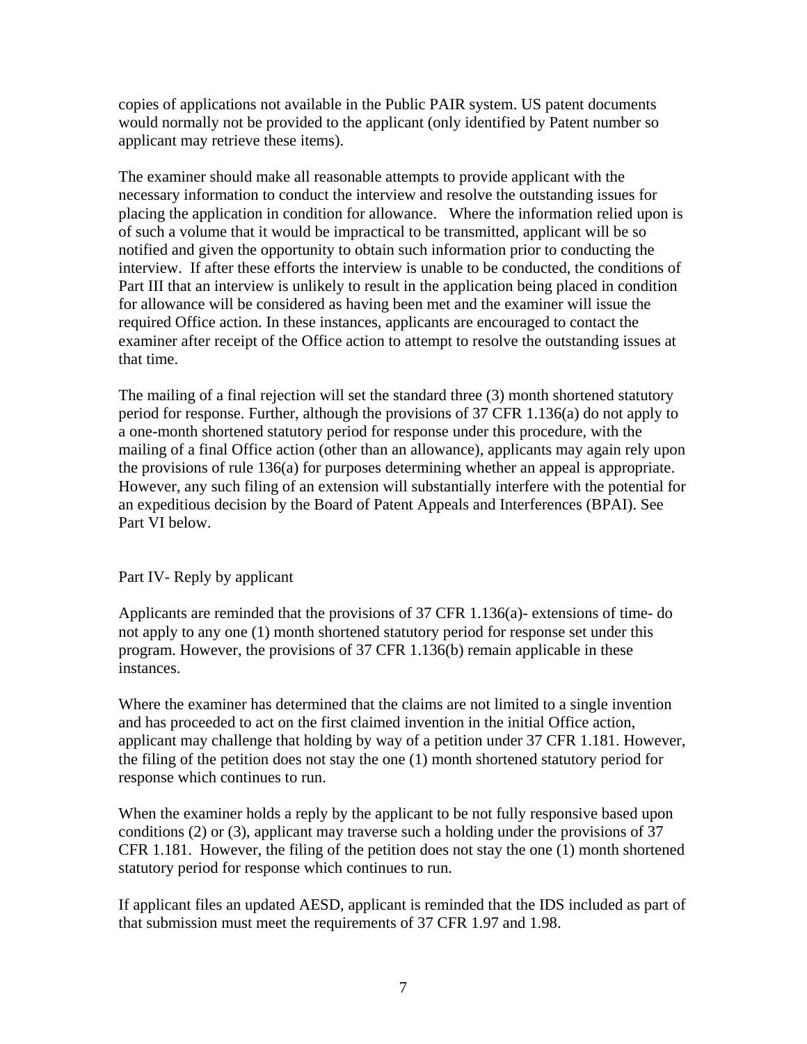copies of applications not available in the Public PAIR system. US patent documents would normally not be provided to the applicant (only identified by Patent number so applicant may retrieve these items).

The examiner should make all reasonable attempts to provide applicant with the necessary information to conduct the interview and resolve the outstanding issues for placing the application in condition for allowance. Where the information relied upon is of such a volume that it would be impractical to be transmitted, applicant will be so notified and given the opportunity to obtain such information prior to conducting the interview. If after these efforts the interview is unable to be conducted, the conditions of Part III that an interview is unlikely to result in the application being placed in condition for allowance will be considered as having been met and the examiner will issue the required Office action. In these instances, applicants are encouraged to contact the examiner after receipt of the Office action to attempt to resolve the outstanding issues at that time.

The mailing of a final rejection will set the standard three (3) month shortened statutory period for response. Further, although the provisions of 37 CFR 1.136(a) do not apply to a one-month shortened statutory period for response under this procedure, with the mailing of a final Office action (other than an allowance), applicants may again rely upon the provisions of rule 136(a) for purposes determining whether an appeal is appropriate. However, any such filing of an extension will substantially interfere with the potential for an expeditious decision by the Board of Patent Appeals and Interferences (BPAI). See Part VI below.

## Part IV- Reply by applicant

Applicants are reminded that the provisions of 37 CFR 1.136(a)- extensions of time- do not apply to any one (1) month shortened statutory period for response set under this program. However, the provisions of 37 CFR 1.136(b) remain applicable in these instances.

Where the examiner has determined that the claims are not limited to a single invention and has proceeded to act on the first claimed invention in the initial Office action, applicant may challenge that holding by way of a petition under 37 CFR 1.181. However, the filing of the petition does not stay the one (1) month shortened statutory period for response which continues to run.

When the examiner holds a reply by the applicant to be not fully responsive based upon conditions (2) or (3), applicant may traverse such a holding under the provisions of 37 CFR 1.181. However, the filing of the petition does not stay the one (1) month shortened statutory period for response which continues to run.

If applicant files an updated AESD, applicant is reminded that the IDS included as part of that submission must meet the requirements of 37 CFR 1.97 and 1.98.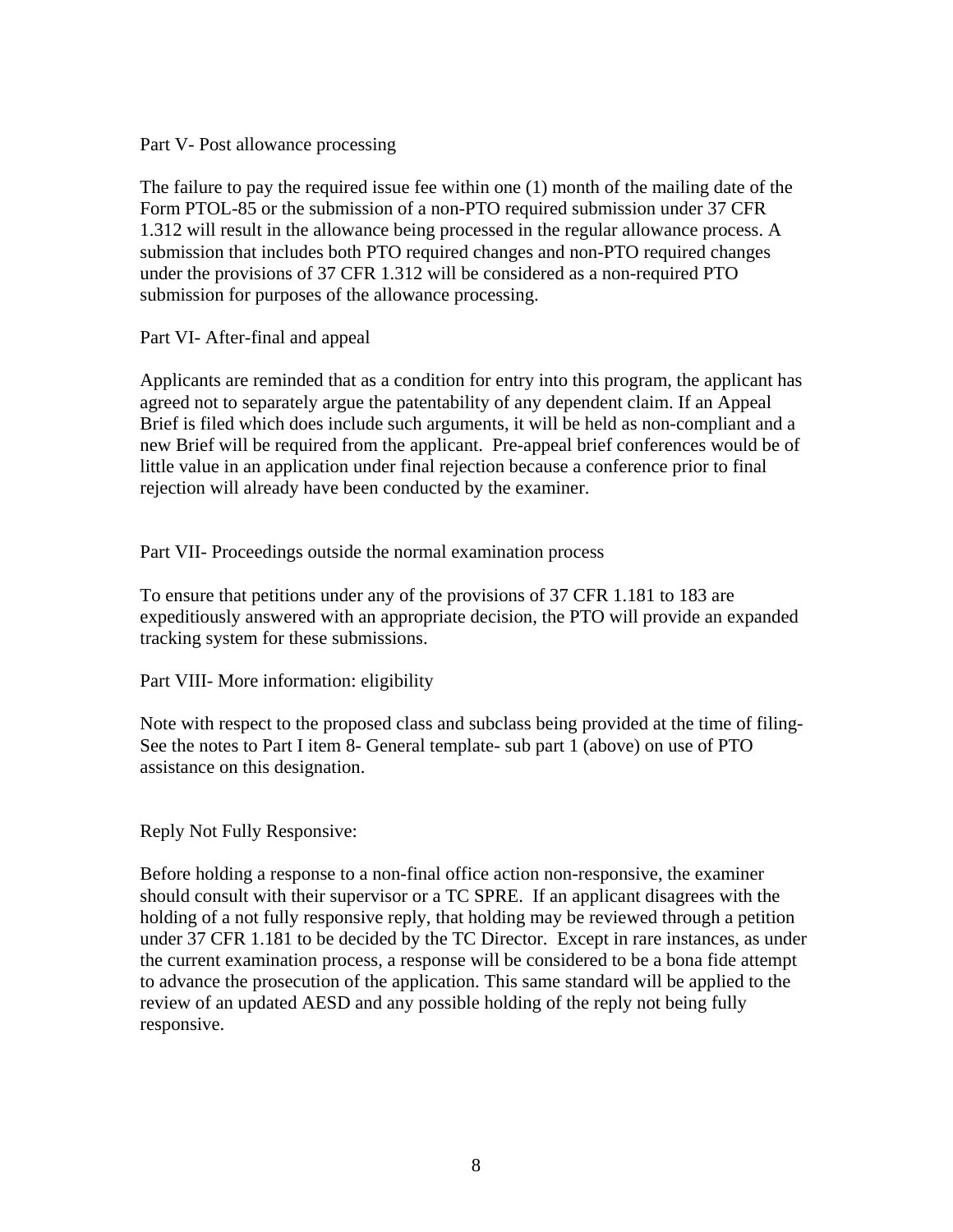Part V- Post allowance processing

The failure to pay the required issue fee within one (1) month of the mailing date of the Form PTOL-85 or the submission of a non-PTO required submission under 37 CFR 1.312 will result in the allowance being processed in the regular allowance process. A submission that includes both PTO required changes and non-PTO required changes under the provisions of 37 CFR 1.312 will be considered as a non-required PTO submission for purposes of the allowance processing.

Part VI- After-final and appeal

Applicants are reminded that as a condition for entry into this program, the applicant has agreed not to separately argue the patentability of any dependent claim. If an Appeal Brief is filed which does include such arguments, it will be held as non-compliant and a new Brief will be required from the applicant. Pre-appeal brief conferences would be of little value in an application under final rejection because a conference prior to final rejection will already have been conducted by the examiner.

Part VII- Proceedings outside the normal examination process

To ensure that petitions under any of the provisions of 37 CFR 1.181 to 183 are expeditiously answered with an appropriate decision, the PTO will provide an expanded tracking system for these submissions.

Part VIII- More information: eligibility

Note with respect to the proposed class and subclass being provided at the time of filing- See the notes to Part I item 8- General template- sub part 1 (above) on use of PTO assistance on this designation.

Reply Not Fully Responsive:

Before holding a response to a non-final office action non-responsive, the examiner should consult with their supervisor or a TC SPRE. If an applicant disagrees with the holding of a not fully responsive reply, that holding may be reviewed through a petition under 37 CFR 1.181 to be decided by the TC Director. Except in rare instances, as under the current examination process, a response will be considered to be a bona fide attempt to advance the prosecution of the application. This same standard will be applied to the review of an updated AESD and any possible holding of the reply not being fully responsive.